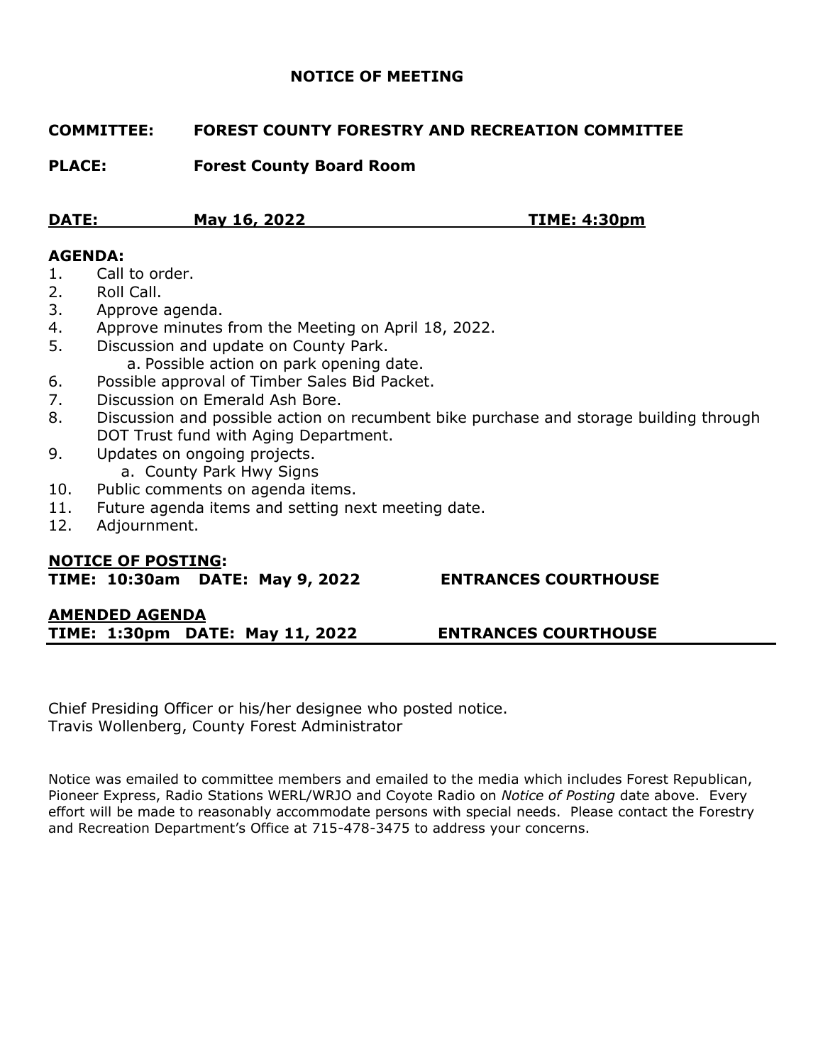# NOTICE OF MEETING

**COMMITTEE:** **FOREST COUNTY FORESTRY AND RECREATION COMMITTEE**

**PLACE:** **Forest County Board Room**

**DATE:** **May 16, 2022** **TIME: 4:30pm**

**AGENDA:**

1. Call to order.
2. Roll Call.
3. Approve agenda.
4. Approve minutes from the Meeting on April 18, 2022.
5. Discussion and update on County Park.
   a. Possible action on park opening date.
6. Possible approval of Timber Sales Bid Packet.
7. Discussion on Emerald Ash Bore.
8. Discussion and possible action on recumbent bike purchase and storage building through DOT Trust fund with Aging Department.
9. Updates on ongoing projects.
   a. County Park Hwy Signs
10. Public comments on agenda items.
11. Future agenda items and setting next meeting date.
12. Adjournment.

**NOTICE OF POSTING:**
**TIME: 10:30am DATE: May 9, 2022** **ENTRANCES COURTHOUSE**

**AMENDED AGENDA**
**TIME: 1:30pm DATE: May 11, 2022** **ENTRANCES COURTHOUSE**

Chief Presiding Officer or his/her designee who posted notice.
Travis Wollenberg, County Forest Administrator

Notice was emailed to committee members and emailed to the media which includes Forest Republican, Pioneer Express, Radio Stations WERL/WRJO and Coyote Radio on *Notice of Posting* date above. Every effort will be made to reasonably accommodate persons with special needs. Please contact the Forestry and Recreation Department's Office at 715-478-3475 to address your concerns.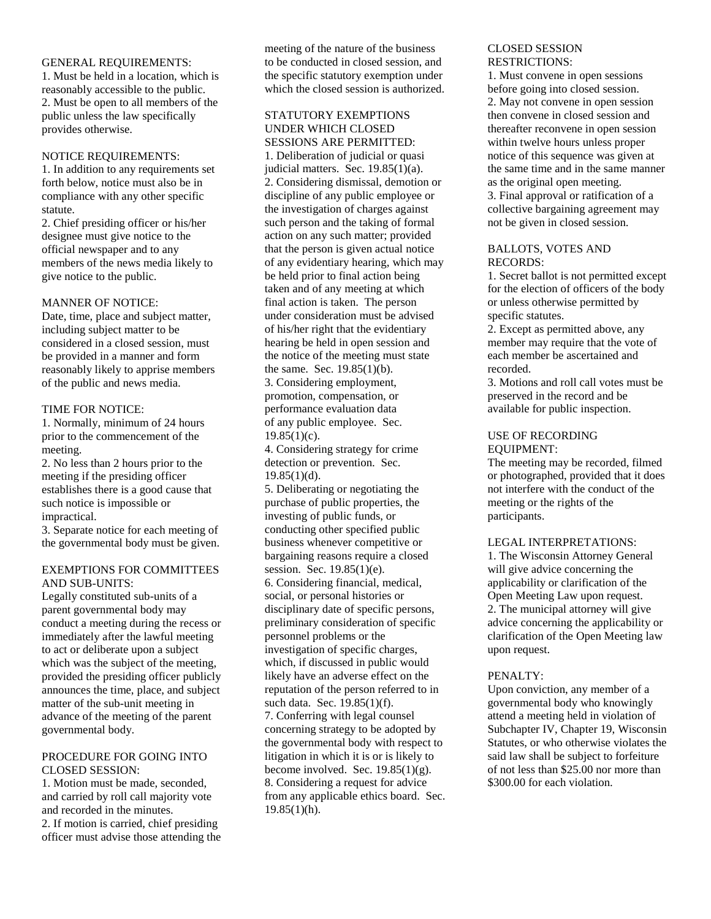GENERAL REQUIREMENTS:

1. Must be held in a location, which is reasonably accessible to the public.
2. Must be open to all members of the public unless the law specifically provides otherwise.

NOTICE REQUIREMENTS:

1. In addition to any requirements set forth below, notice must also be in compliance with any other specific statute.
2. Chief presiding officer or his/her designee must give notice to the official newspaper and to any members of the news media likely to give notice to the public.

MANNER OF NOTICE:

Date, time, place and subject matter, including subject matter to be considered in a closed session, must be provided in a manner and form reasonably likely to apprise members of the public and news media.

TIME FOR NOTICE:

1. Normally, minimum of 24 hours prior to the commencement of the meeting.
2. No less than 2 hours prior to the meeting if the presiding officer establishes there is a good cause that such notice is impossible or impractical.
3. Separate notice for each meeting of the governmental body must be given.

EXEMPTIONS FOR COMMITTEES AND SUB-UNITS:

Legally constituted sub-units of a parent governmental body may conduct a meeting during the recess or immediately after the lawful meeting to act or deliberate upon a subject which was the subject of the meeting, provided the presiding officer publicly announces the time, place, and subject matter of the sub-unit meeting in advance of the meeting of the parent governmental body.

PROCEDURE FOR GOING INTO CLOSED SESSION:

1. Motion must be made, seconded, and carried by roll call majority vote and recorded in the minutes.
2. If motion is carried, chief presiding officer must advise those attending the meeting of the nature of the business to be conducted in closed session, and the specific statutory exemption under which the closed session is authorized.

STATUTORY EXEMPTIONS UNDER WHICH CLOSED SESSIONS ARE PERMITTED:

1. Deliberation of judicial or quasi judicial matters. Sec. 19.85(1)(a).
2. Considering dismissal, demotion or discipline of any public employee or the investigation of charges against such person and the taking of formal action on any such matter; provided that the person is given actual notice of any evidentiary hearing, which may be held prior to final action being taken and of any meeting at which final action is taken. The person under consideration must be advised of his/her right that the evidentiary hearing be held in open session and the notice of the meeting must state the same. Sec. 19.85(1)(b).
3. Considering employment, promotion, compensation, or performance evaluation data of any public employee. Sec. 19.85(1)(c).
4. Considering strategy for crime detection or prevention. Sec. 19.85(1)(d).
5. Deliberating or negotiating the purchase of public properties, the investing of public funds, or conducting other specified public business whenever competitive or bargaining reasons require a closed session. Sec. 19.85(1)(e).
6. Considering financial, medical, social, or personal histories or disciplinary date of specific persons, preliminary consideration of specific personnel problems or the investigation of specific charges, which, if discussed in public would likely have an adverse effect on the reputation of the person referred to in such data. Sec. 19.85(1)(f).
7. Conferring with legal counsel concerning strategy to be adopted by the governmental body with respect to litigation in which it is or is likely to become involved. Sec. 19.85(1)(g).
8. Considering a request for advice from any applicable ethics board. Sec. 19.85(1)(h).

CLOSED SESSION RESTRICTIONS:

1. Must convene in open sessions before going into closed session.
2. May not convene in open session then convene in closed session and thereafter reconvene in open session within twelve hours unless proper notice of this sequence was given at the same time and in the same manner as the original open meeting.
3. Final approval or ratification of a collective bargaining agreement may not be given in closed session.

BALLOTS, VOTES AND RECORDS:

1. Secret ballot is not permitted except for the election of officers of the body or unless otherwise permitted by specific statutes.
2. Except as permitted above, any member may require that the vote of each member be ascertained and recorded.
3. Motions and roll call votes must be preserved in the record and be available for public inspection.

USE OF RECORDING EQUIPMENT:

The meeting may be recorded, filmed or photographed, provided that it does not interfere with the conduct of the meeting or the rights of the participants.

LEGAL INTERPRETATIONS:

1. The Wisconsin Attorney General will give advice concerning the applicability or clarification of the Open Meeting Law upon request.
2. The municipal attorney will give advice concerning the applicability or clarification of the Open Meeting law upon request.

PENALTY:

Upon conviction, any member of a governmental body who knowingly attend a meeting held in violation of Subchapter IV, Chapter 19, Wisconsin Statutes, or who otherwise violates the said law shall be subject to forfeiture of not less than $25.00 nor more than $300.00 for each violation.